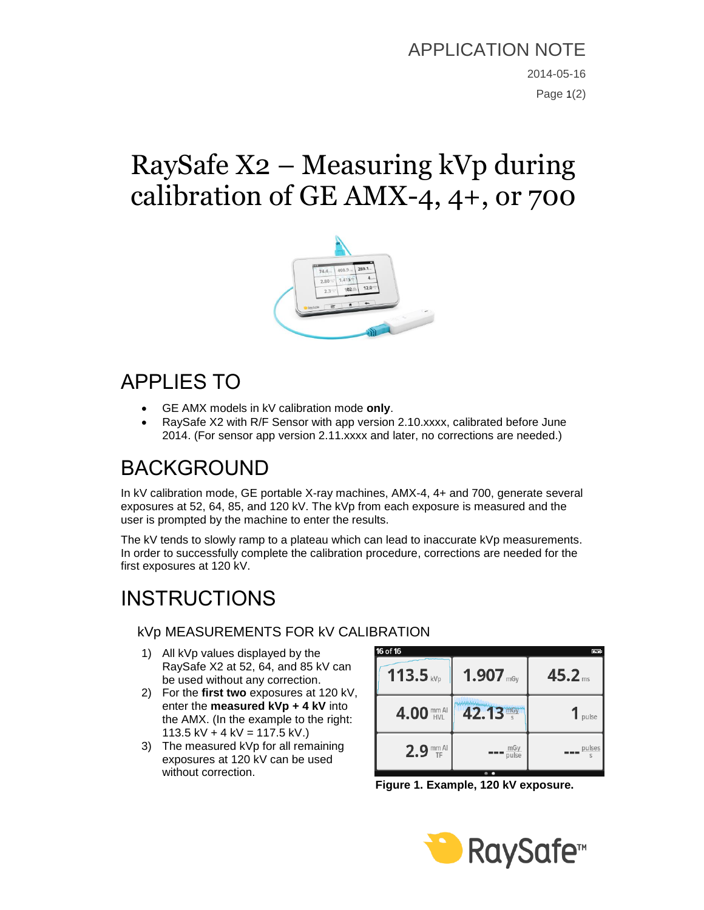APPLICATION NOTE

2014-05-16

# RaySafe X2 – Measuring kVp during calibration of GE AMX-4, 4+, or 700

## APPLIES TO

- GE AMX models in kV calibration mode **only**.
- RaySafe X2 with R/F Sensor with app version 2.10.xxxx, calibrated before June 2014. (For sensor app version 2.11.xxxx and later, no corrections are needed.)

## BACKGROUND

In kV calibration mode, GE portable X-ray machines, AMX-4, 4+ and 700, generate several exposures at 52, 64, 85, and 120 kV. The kVp from each exposure is measured and the user is prompted by the machine to enter the results.

The kV tends to slowly ramp to a plateau which can lead to inaccurate kVp measurements. In order to successfully complete the calibration procedure, corrections are needed for the first exposures at 120 kV.

## INSTRUCTIONS

### kVp MEASUREMENTS FOR kV CALIBRATION

1) All kVp values displayed by the RaySafe X2 at 52, 64, and 85 kV can be used without any correction.
2) For the **first two** exposures at 120 kV, enter the **measured kVp + 4 kV** into the AMX. (In the example to the right: 113.5 kV + 4 kV = 117.5 kV.)
3) The measured kVp for all remaining exposures at 120 kV can be used without correction.

| 113.5 kVp | 1.907 mGy | 45.2 ms |
|---|---|---|
| 4.00 mm Al HVL | 42.13 mGy/s | 1 pulse |
| 2.9 mm Al TF | --- mGy/pulse | --- pulses/s |

**Figure 1. Example, 120 kV exposure.**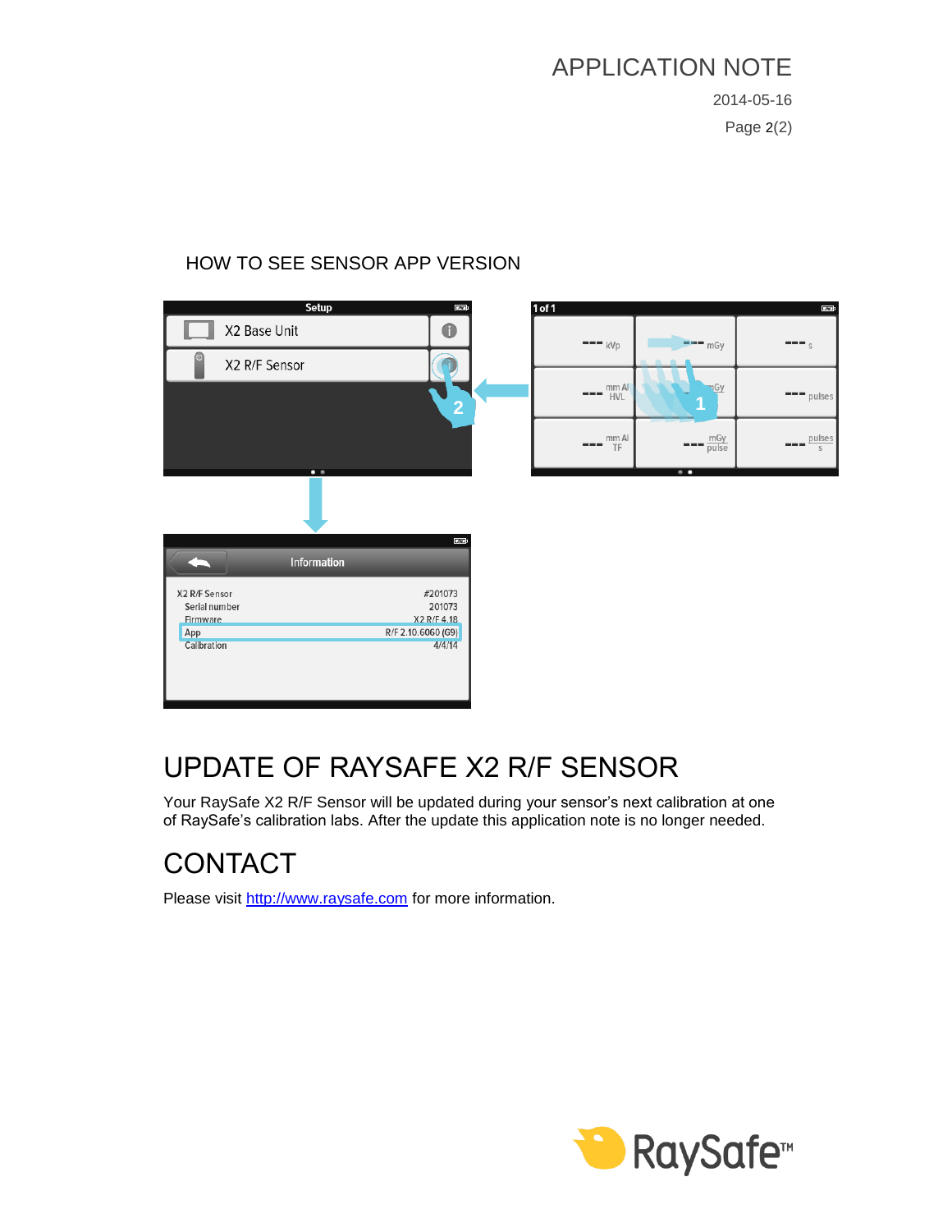## HOW TO SEE SENSOR APP VERSION

# UPDATE OF RAYSAFE X2 R/F SENSOR

Your RaySafe X2 R/F Sensor will be updated during your sensor's next calibration at one of RaySafe's calibration labs. After the update this application note is no longer needed.

# CONTACT

Please visit http://www.raysafe.com for more information.